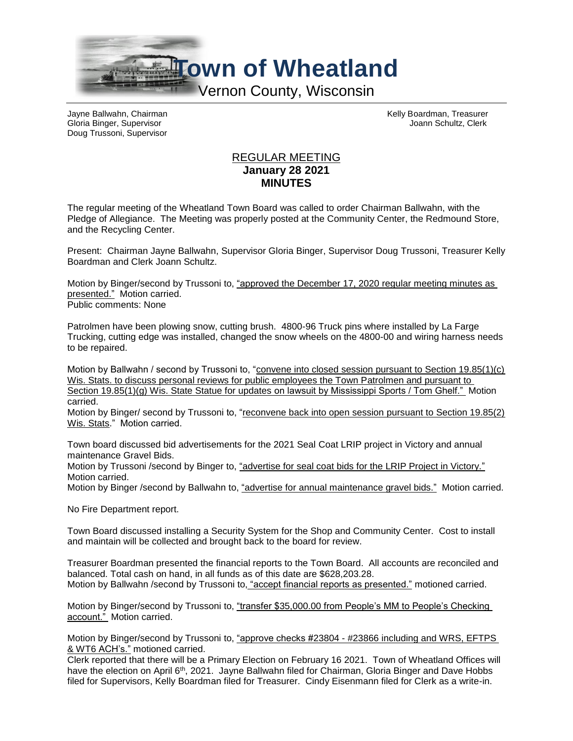# Town of Wheatland

Vernon County, Wisconsin

Jayne Ballwahn, Chairman
Gloria Binger, Supervisor
Doug Trussoni, Supervisor

Kelly Boardman, Treasurer
Joann Schultz, Clerk

## REGULAR MEETING
**January 28 2021**
**MINUTES**

The regular meeting of the Wheatland Town Board was called to order Chairman Ballwahn, with the Pledge of Allegiance. The Meeting was properly posted at the Community Center, the Redmound Store, and the Recycling Center.

Present: Chairman Jayne Ballwahn, Supervisor Gloria Binger, Supervisor Doug Trussoni, Treasurer Kelly Boardman and Clerk Joann Schultz.

Motion by Binger/second by Trussoni to, "approved the December 17, 2020 regular meeting minutes as presented." Motion carried.
Public comments: None

Patrolmen have been plowing snow, cutting brush. 4800-96 Truck pins where installed by La Farge Trucking, cutting edge was installed, changed the snow wheels on the 4800-00 and wiring harness needs to be repaired.

Motion by Ballwahn / second by Trussoni to, "convene into closed session pursuant to Section 19.85(1)(c) Wis. Stats. to discuss personal reviews for public employees the Town Patrolmen and pursuant to Section 19.85(1)(g) Wis. State Statue for updates on lawsuit by Mississippi Sports / Tom Ghelf." Motion carried.
Motion by Binger/ second by Trussoni to, "reconvene back into open session pursuant to Section 19.85(2) Wis. Stats." Motion carried.

Town board discussed bid advertisements for the 2021 Seal Coat LRIP project in Victory and annual maintenance Gravel Bids.
Motion by Trussoni /second by Binger to, "advertise for seal coat bids for the LRIP Project in Victory." Motion carried.
Motion by Binger /second by Ballwahn to, "advertise for annual maintenance gravel bids." Motion carried.

No Fire Department report.

Town Board discussed installing a Security System for the Shop and Community Center. Cost to install and maintain will be collected and brought back to the board for review.

Treasurer Boardman presented the financial reports to the Town Board. All accounts are reconciled and balanced. Total cash on hand, in all funds as of this date are $628,203.28.
Motion by Ballwahn /second by Trussoni to, "accept financial reports as presented." motioned carried.

Motion by Binger/second by Trussoni to, "transfer $35,000.00 from People's MM to People's Checking account." Motion carried.

Motion by Binger/second by Trussoni to, "approve checks #23804 - #23866 including and WRS, EFTPS & WT6 ACH's." motioned carried.
Clerk reported that there will be a Primary Election on February 16 2021. Town of Wheatland Offices will have the election on April 6th, 2021. Jayne Ballwahn filed for Chairman, Gloria Binger and Dave Hobbs filed for Supervisors, Kelly Boardman filed for Treasurer. Cindy Eisenmann filed for Clerk as a write-in.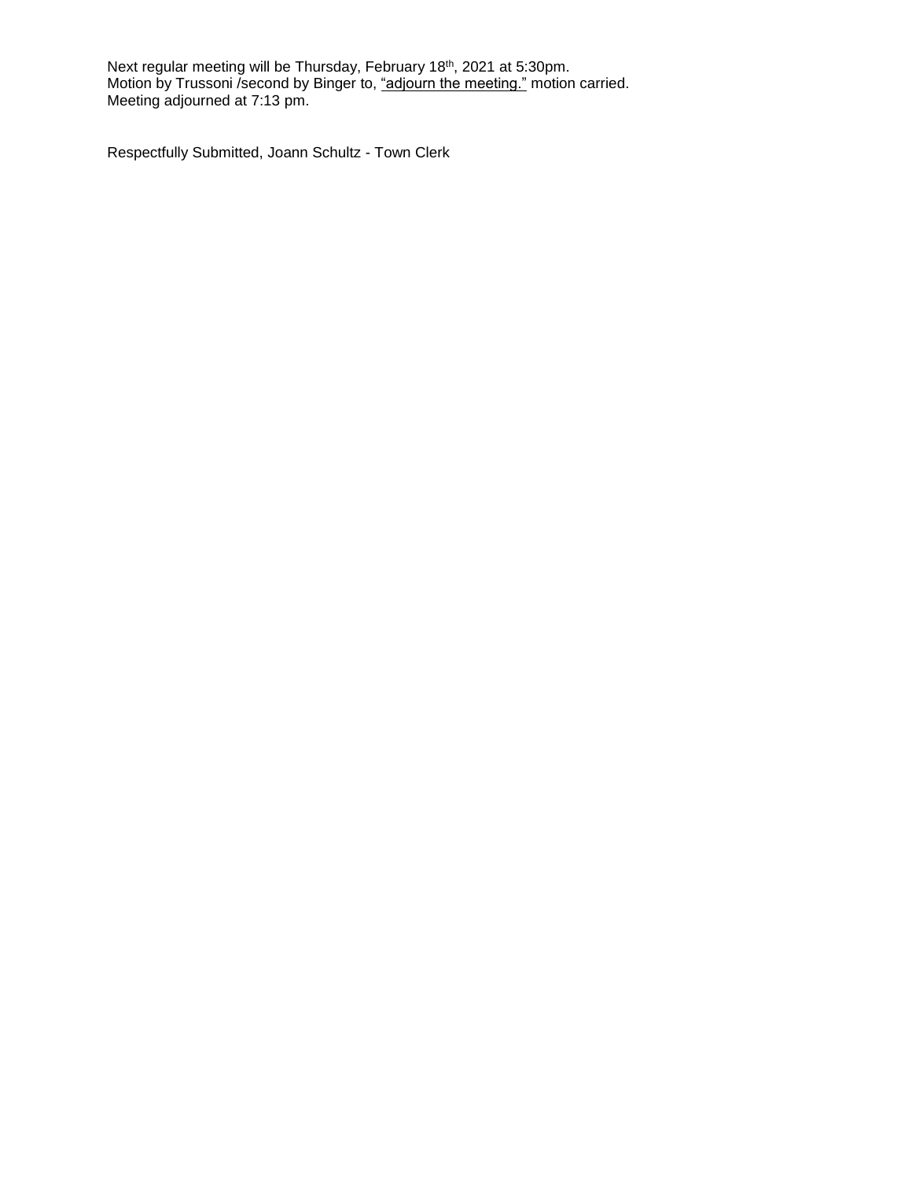Next regular meeting will be Thursday, February 18th, 2021 at 5:30pm.
Motion by Trussoni /second by Binger to, "adjourn the meeting." motion carried.
Meeting adjourned at 7:13 pm.

Respectfully Submitted, Joann Schultz - Town Clerk